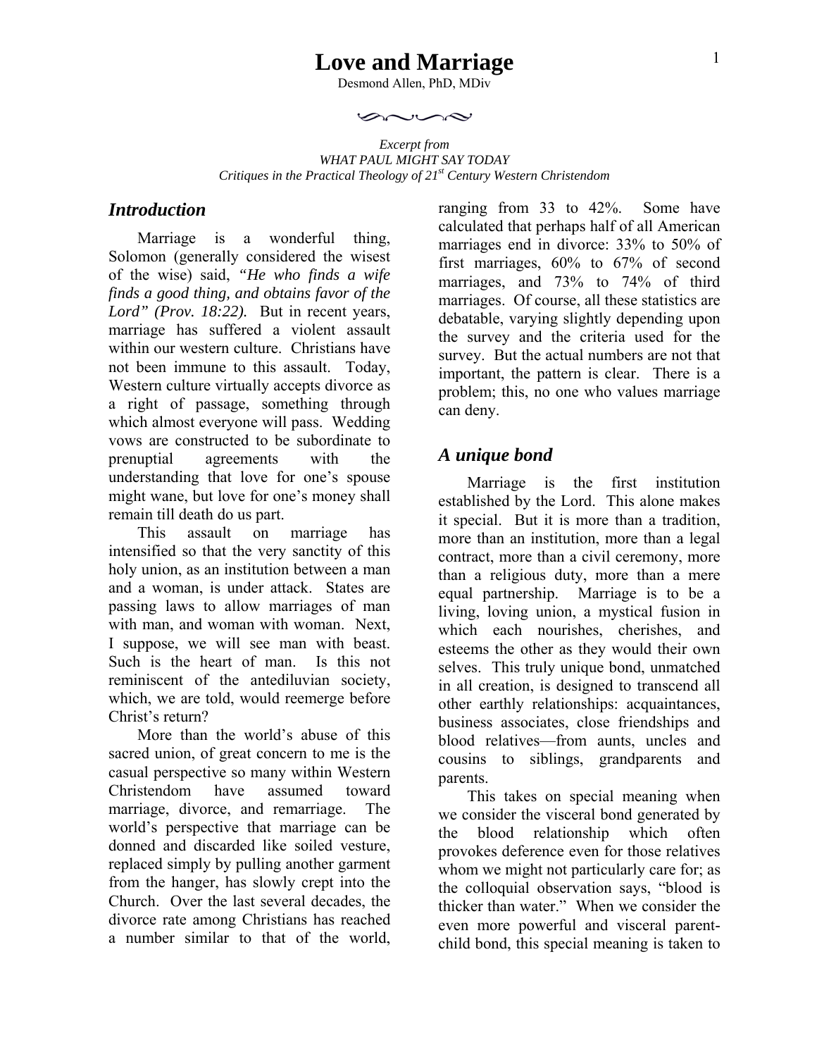# Love and Marriage

Desmond Allen, PhD, MDiv

*Excerpt from*
*WHAT PAUL MIGHT SAY TODAY*
*Critiques in the Practical Theology of 21st Century Western Christendom*

## Introduction

Marriage is a wonderful thing, Solomon (generally considered the wisest of the wise) said, *"He who finds a wife finds a good thing, and obtains favor of the Lord" (Prov. 18:22).* But in recent years, marriage has suffered a violent assault within our western culture. Christians have not been immune to this assault. Today, Western culture virtually accepts divorce as a right of passage, something through which almost everyone will pass. Wedding vows are constructed to be subordinate to prenuptial agreements with the understanding that love for one's spouse might wane, but love for one's money shall remain till death do us part.

This assault on marriage has intensified so that the very sanctity of this holy union, as an institution between a man and a woman, is under attack. States are passing laws to allow marriages of man with man, and woman with woman. Next, I suppose, we will see man with beast. Such is the heart of man. Is this not reminiscent of the antediluvian society, which, we are told, would reemerge before Christ's return?

More than the world's abuse of this sacred union, of great concern to me is the casual perspective so many within Western Christendom have assumed toward marriage, divorce, and remarriage. The world's perspective that marriage can be donned and discarded like soiled vesture, replaced simply by pulling another garment from the hanger, has slowly crept into the Church. Over the last several decades, the divorce rate among Christians has reached a number similar to that of the world, ranging from 33 to 42%. Some have calculated that perhaps half of all American marriages end in divorce: 33% to 50% of first marriages, 60% to 67% of second marriages, and 73% to 74% of third marriages. Of course, all these statistics are debatable, varying slightly depending upon the survey and the criteria used for the survey. But the actual numbers are not that important, the pattern is clear. There is a problem; this, no one who values marriage can deny.

## A unique bond

Marriage is the first institution established by the Lord. This alone makes it special. But it is more than a tradition, more than an institution, more than a legal contract, more than a civil ceremony, more than a religious duty, more than a mere equal partnership. Marriage is to be a living, loving union, a mystical fusion in which each nourishes, cherishes, and esteems the other as they would their own selves. This truly unique bond, unmatched in all creation, is designed to transcend all other earthly relationships: acquaintances, business associates, close friendships and blood relatives—from aunts, uncles and cousins to siblings, grandparents and parents.

This takes on special meaning when we consider the visceral bond generated by the blood relationship which often provokes deference even for those relatives whom we might not particularly care for; as the colloquial observation says, "blood is thicker than water." When we consider the even more powerful and visceral parent-child bond, this special meaning is taken to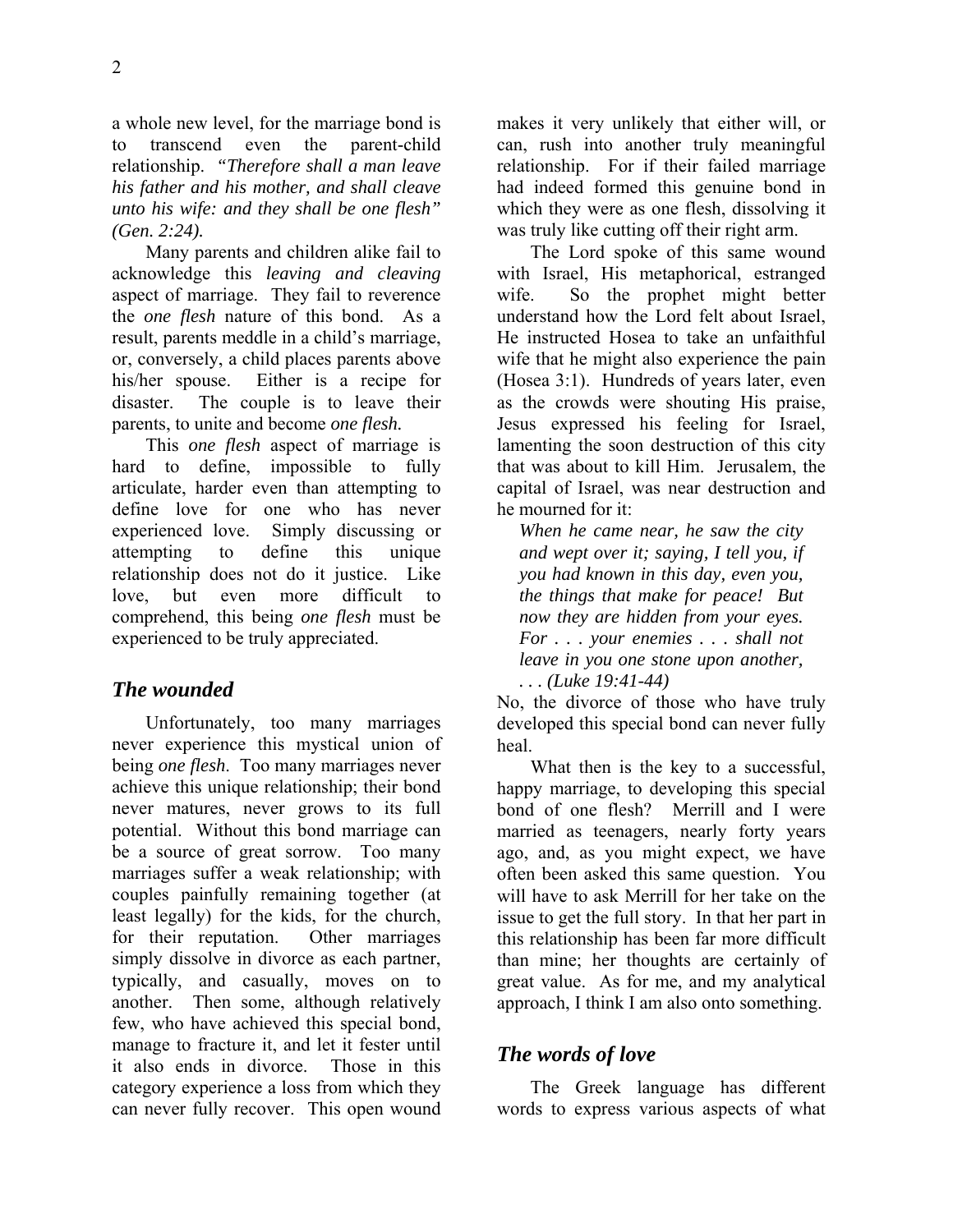a whole new level, for the marriage bond is to transcend even the parent-child relationship. *"Therefore shall a man leave his father and his mother, and shall cleave unto his wife: and they shall be one flesh" (Gen. 2:24).*

Many parents and children alike fail to acknowledge this *leaving and cleaving* aspect of marriage. They fail to reverence the *one flesh* nature of this bond. As a result, parents meddle in a child's marriage, or, conversely, a child places parents above his/her spouse. Either is a recipe for disaster. The couple is to leave their parents, to unite and become *one flesh.*

This *one flesh* aspect of marriage is hard to define, impossible to fully articulate, harder even than attempting to define love for one who has never experienced love. Simply discussing or attempting to define this unique relationship does not do it justice. Like love, but even more difficult to comprehend, this being *one flesh* must be experienced to be truly appreciated.

## *The wounded*

Unfortunately, too many marriages never experience this mystical union of being *one flesh*. Too many marriages never achieve this unique relationship; their bond never matures, never grows to its full potential. Without this bond marriage can be a source of great sorrow. Too many marriages suffer a weak relationship; with couples painfully remaining together (at least legally) for the kids, for the church, for their reputation. Other marriages simply dissolve in divorce as each partner, typically, and casually, moves on to another. Then some, although relatively few, who have achieved this special bond, manage to fracture it, and let it fester until it also ends in divorce. Those in this category experience a loss from which they can never fully recover. This open wound makes it very unlikely that either will, or can, rush into another truly meaningful relationship. For if their failed marriage had indeed formed this genuine bond in which they were as one flesh, dissolving it was truly like cutting off their right arm.

The Lord spoke of this same wound with Israel, His metaphorical, estranged wife. So the prophet might better understand how the Lord felt about Israel, He instructed Hosea to take an unfaithful wife that he might also experience the pain (Hosea 3:1). Hundreds of years later, even as the crowds were shouting His praise, Jesus expressed his feeling for Israel, lamenting the soon destruction of this city that was about to kill Him. Jerusalem, the capital of Israel, was near destruction and he mourned for it:

> *When he came near, he saw the city and wept over it; saying, I tell you, if you had known in this day, even you, the things that make for peace! But now they are hidden from your eyes. For . . . your enemies . . . shall not leave in you one stone upon another, . . . (Luke 19:41-44)*

No, the divorce of those who have truly developed this special bond can never fully heal.

What then is the key to a successful, happy marriage, to developing this special bond of one flesh? Merrill and I were married as teenagers, nearly forty years ago, and, as you might expect, we have often been asked this same question. You will have to ask Merrill for her take on the issue to get the full story. In that her part in this relationship has been far more difficult than mine; her thoughts are certainly of great value. As for me, and my analytical approach, I think I am also onto something.

## *The words of love*

The Greek language has different words to express various aspects of what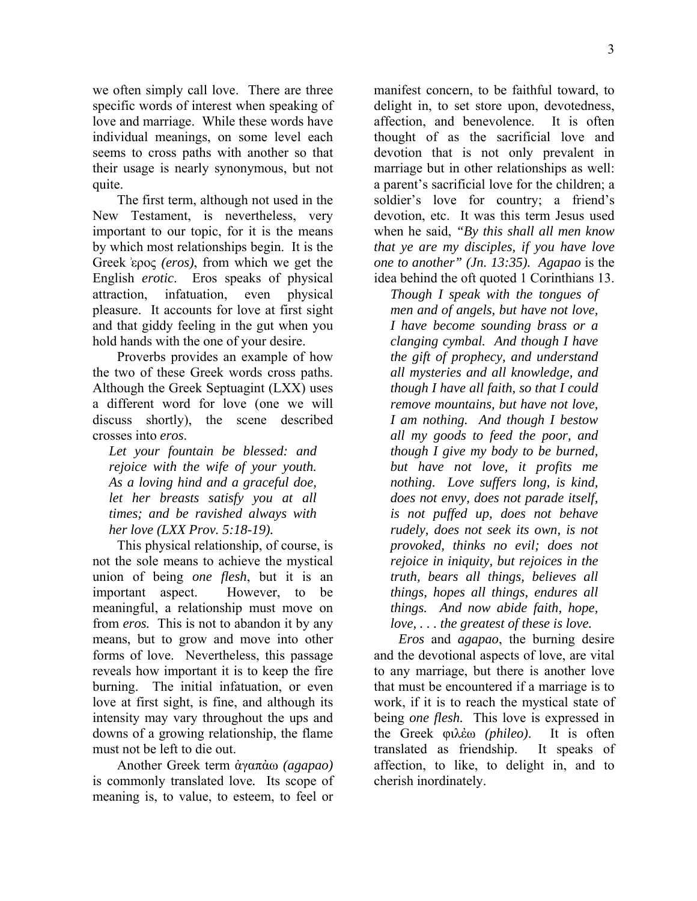we often simply call love. There are three specific words of interest when speaking of love and marriage. While these words have individual meanings, on some level each seems to cross paths with another so that their usage is nearly synonymous, but not quite.

The first term, although not used in the New Testament, is nevertheless, very important to our topic, for it is the means by which most relationships begin. It is the Greek ̓ερος *(eros)*, from which we get the English *erotic*. Eros speaks of physical attraction, infatuation, even physical pleasure. It accounts for love at first sight and that giddy feeling in the gut when you hold hands with the one of your desire.

Proverbs provides an example of how the two of these Greek words cross paths. Although the Greek Septuagint (LXX) uses a different word for love (one we will discuss shortly), the scene described crosses into *eros*.

> *Let your fountain be blessed: and rejoice with the wife of your youth. As a loving hind and a graceful doe, let her breasts satisfy you at all times; and be ravished always with her love (LXX Prov. 5:18-19).*

This physical relationship, of course, is not the sole means to achieve the mystical union of being *one flesh*, but it is an important aspect. However, to be meaningful, a relationship must move on from *eros.* This is not to abandon it by any means, but to grow and move into other forms of love. Nevertheless, this passage reveals how important it is to keep the fire burning. The initial infatuation, or even love at first sight, is fine, and although its intensity may vary throughout the ups and downs of a growing relationship, the flame must not be left to die out.

Another Greek term ἀγαπὰω *(agapao)* is commonly translated love*.* Its scope of meaning is, to value, to esteem, to feel or manifest concern, to be faithful toward, to delight in, to set store upon, devotedness, affection, and benevolence. It is often thought of as the sacrificial love and devotion that is not only prevalent in marriage but in other relationships as well: a parent's sacrificial love for the children; a soldier's love for country; a friend's devotion, etc. It was this term Jesus used when he said, *"By this shall all men know that ye are my disciples, if you have love one to another" (Jn. 13:35). Agapao* is the idea behind the oft quoted 1 Corinthians 13.

> *Though I speak with the tongues of men and of angels, but have not love, I have become sounding brass or a clanging cymbal. And though I have the gift of prophecy, and understand all mysteries and all knowledge, and though I have all faith, so that I could remove mountains, but have not love, I am nothing. And though I bestow all my goods to feed the poor, and though I give my body to be burned, but have not love, it profits me nothing. Love suffers long, is kind, does not envy, does not parade itself, is not puffed up, does not behave rudely, does not seek its own, is not provoked, thinks no evil; does not rejoice in iniquity, but rejoices in the truth, bears all things, believes all things, hopes all things, endures all things. And now abide faith, hope, love, . . . the greatest of these is love.*

*Eros* and *agapao*, the burning desire and the devotional aspects of love, are vital to any marriage, but there is another love that must be encountered if a marriage is to work, if it is to reach the mystical state of being *one flesh.* This love is expressed in the Greek φιλέω *(phileo)*. It is often translated as friendship. It speaks of affection, to like, to delight in, and to cherish inordinately.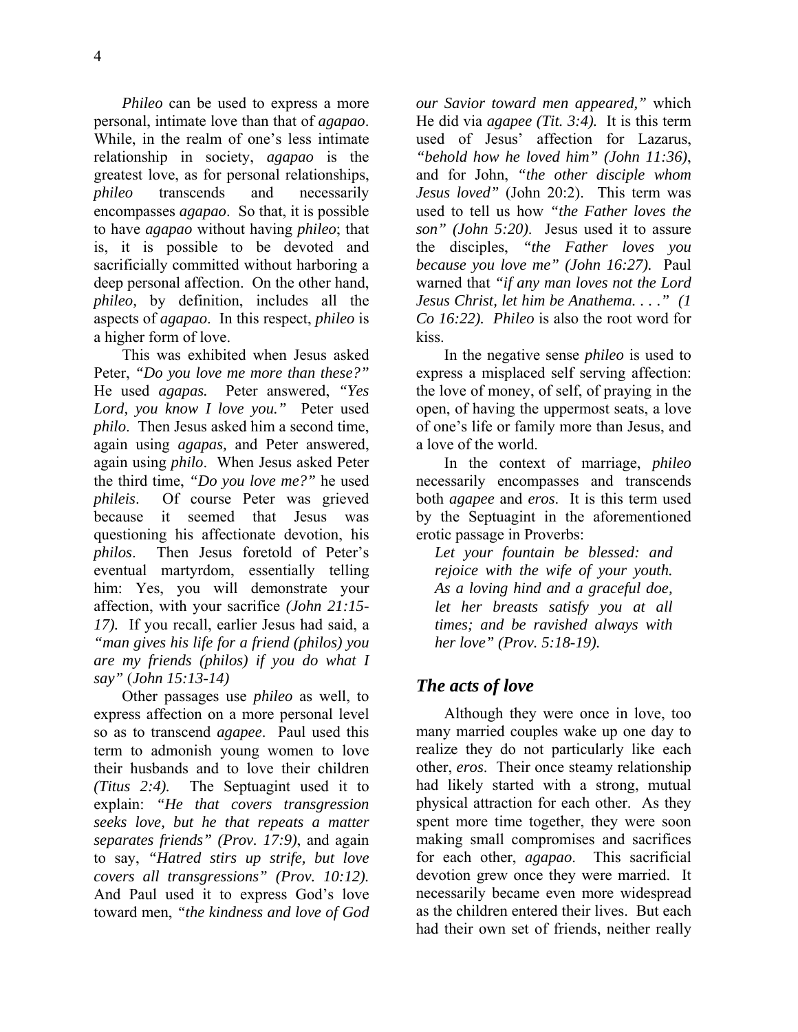*Phileo* can be used to express a more personal, intimate love than that of *agapao*. While, in the realm of one's less intimate relationship in society, *agapao* is the greatest love, as for personal relationships, *phileo* transcends and necessarily encompasses *agapao*. So that, it is possible to have *agapao* without having *phileo*; that is, it is possible to be devoted and sacrificially committed without harboring a deep personal affection. On the other hand, *phileo,* by definition, includes all the aspects of *agapao*. In this respect, *phileo* is a higher form of love.

This was exhibited when Jesus asked Peter, *"Do you love me more than these?"* He used *agapas.* Peter answered, *"Yes Lord, you know I love you."* Peter used *philo*. Then Jesus asked him a second time, again using *agapas,* and Peter answered, again using *philo*. When Jesus asked Peter the third time, *"Do you love me?"* he used *phileis*. Of course Peter was grieved because it seemed that Jesus was questioning his affectionate devotion, his *philos*. Then Jesus foretold of Peter's eventual martyrdom, essentially telling him: Yes, you will demonstrate your affection, with your sacrifice *(John 21:15-17).* If you recall, earlier Jesus had said, a *"man gives his life for a friend (philos) you are my friends (philos) if you do what I say"* (*John 15:13-14)*

Other passages use *phileo* as well, to express affection on a more personal level so as to transcend *agapee*. Paul used this term to admonish young women to love their husbands and to love their children *(Titus 2:4).* The Septuagint used it to explain: *"He that covers transgression seeks love, but he that repeats a matter separates friends" (Prov. 17:9)*, and again to say, *"Hatred stirs up strife, but love covers all transgressions" (Prov. 10:12).* And Paul used it to express God's love toward men, *"the kindness and love of God our Savior toward men appeared,"* which He did via *agapee (Tit. 3:4).* It is this term used of Jesus' affection for Lazarus, *"behold how he loved him" (John 11:36)*, and for John, *"the other disciple whom Jesus loved"* (John 20:2). This term was used to tell us how *"the Father loves the son" (John 5:20).* Jesus used it to assure the disciples, *"the Father loves you because you love me" (John 16:27).* Paul warned that *"if any man loves not the Lord Jesus Christ, let him be Anathema. . . ." (1 Co 16:22). Phileo* is also the root word for kiss.

In the negative sense *phileo* is used to express a misplaced self serving affection: the love of money, of self, of praying in the open, of having the uppermost seats, a love of one's life or family more than Jesus, and a love of the world.

In the context of marriage, *phileo* necessarily encompasses and transcends both *agapee* and *eros*. It is this term used by the Septuagint in the aforementioned erotic passage in Proverbs:

> *Let your fountain be blessed: and rejoice with the wife of your youth. As a loving hind and a graceful doe, let her breasts satisfy you at all times; and be ravished always with her love" (Prov. 5:18-19).*

## *The acts of love*

Although they were once in love, too many married couples wake up one day to realize they do not particularly like each other, *eros*. Their once steamy relationship had likely started with a strong, mutual physical attraction for each other. As they spent more time together, they were soon making small compromises and sacrifices for each other, *agapao*. This sacrificial devotion grew once they were married. It necessarily became even more widespread as the children entered their lives. But each had their own set of friends, neither really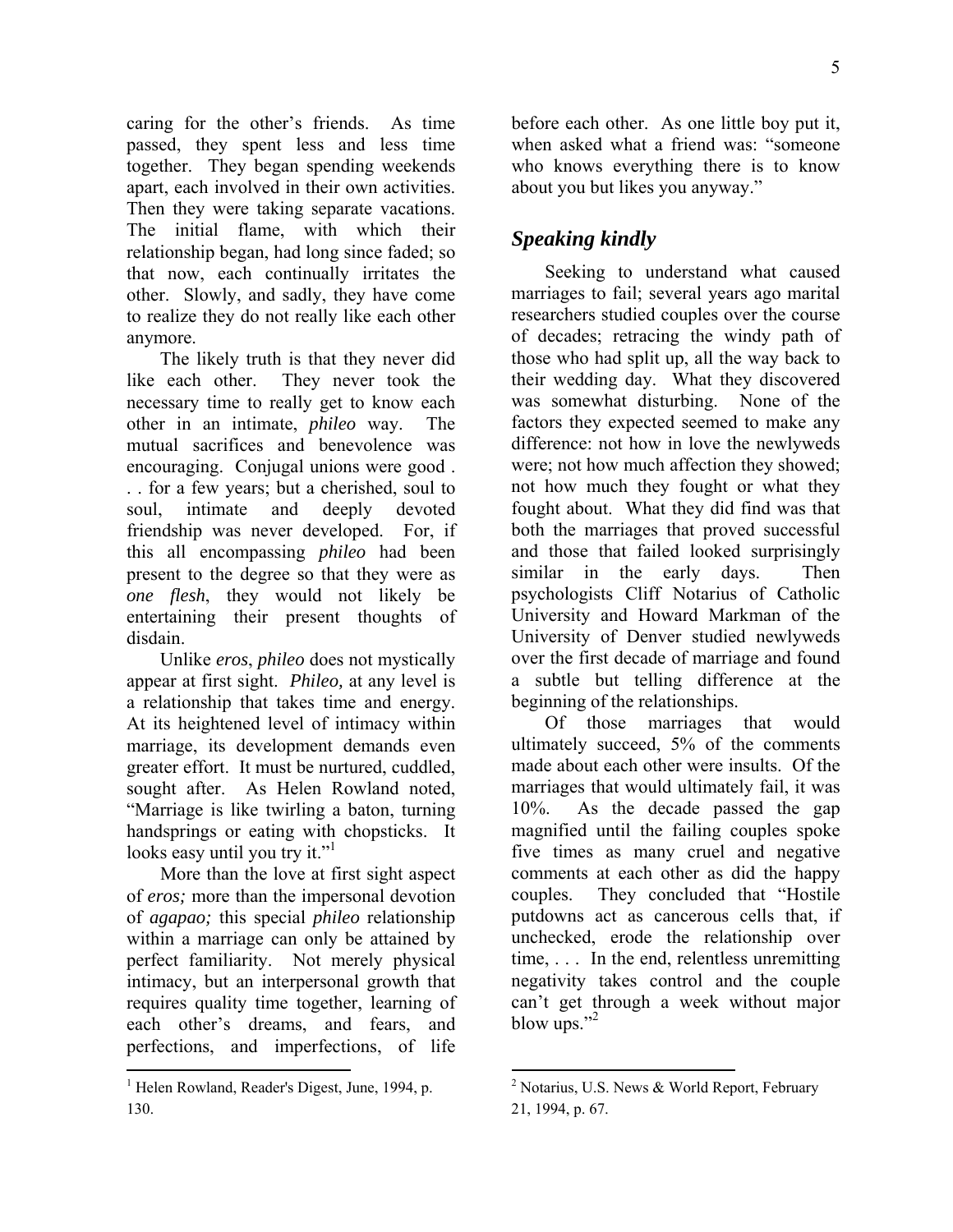caring for the other's friends. As time passed, they spent less and less time together. They began spending weekends apart, each involved in their own activities. Then they were taking separate vacations. The initial flame, with which their relationship began, had long since faded; so that now, each continually irritates the other. Slowly, and sadly, they have come to realize they do not really like each other anymore.

The likely truth is that they never did like each other. They never took the necessary time to really get to know each other in an intimate, *phileo* way. The mutual sacrifices and benevolence was encouraging. Conjugal unions were good . . . for a few years; but a cherished, soul to soul, intimate and deeply devoted friendship was never developed. For, if this all encompassing *phileo* had been present to the degree so that they were as *one flesh*, they would not likely be entertaining their present thoughts of disdain.

Unlike *eros*, *phileo* does not mystically appear at first sight. *Phileo,* at any level is a relationship that takes time and energy. At its heightened level of intimacy within marriage, its development demands even greater effort. It must be nurtured, cuddled, sought after. As Helen Rowland noted, "Marriage is like twirling a baton, turning handsprings or eating with chopsticks. It looks easy until you try it."[1]

More than the love at first sight aspect of *eros;* more than the impersonal devotion of *agapao;* this special *phileo* relationship within a marriage can only be attained by perfect familiarity. Not merely physical intimacy, but an interpersonal growth that requires quality time together, learning of each other's dreams, and fears, and perfections, and imperfections, of life before each other. As one little boy put it, when asked what a friend was: "someone who knows everything there is to know about you but likes you anyway."

## *Speaking kindly*

Seeking to understand what caused marriages to fail; several years ago marital researchers studied couples over the course of decades; retracing the windy path of those who had split up, all the way back to their wedding day. What they discovered was somewhat disturbing. None of the factors they expected seemed to make any difference: not how in love the newlyweds were; not how much affection they showed; not how much they fought or what they fought about. What they did find was that both the marriages that proved successful and those that failed looked surprisingly similar in the early days. Then psychologists Cliff Notarius of Catholic University and Howard Markman of the University of Denver studied newlyweds over the first decade of marriage and found a subtle but telling difference at the beginning of the relationships.

Of those marriages that would ultimately succeed, 5% of the comments made about each other were insults. Of the marriages that would ultimately fail, it was 10%. As the decade passed the gap magnified until the failing couples spoke five times as many cruel and negative comments at each other as did the happy couples. They concluded that "Hostile putdowns act as cancerous cells that, if unchecked, erode the relationship over time, . . . In the end, relentless unremitting negativity takes control and the couple can't get through a week without major blow ups."[2]

---

[1] Helen Rowland, Reader's Digest, June, 1994, p. 130.

[2] Notarius, U.S. News & World Report, February 21, 1994, p. 67.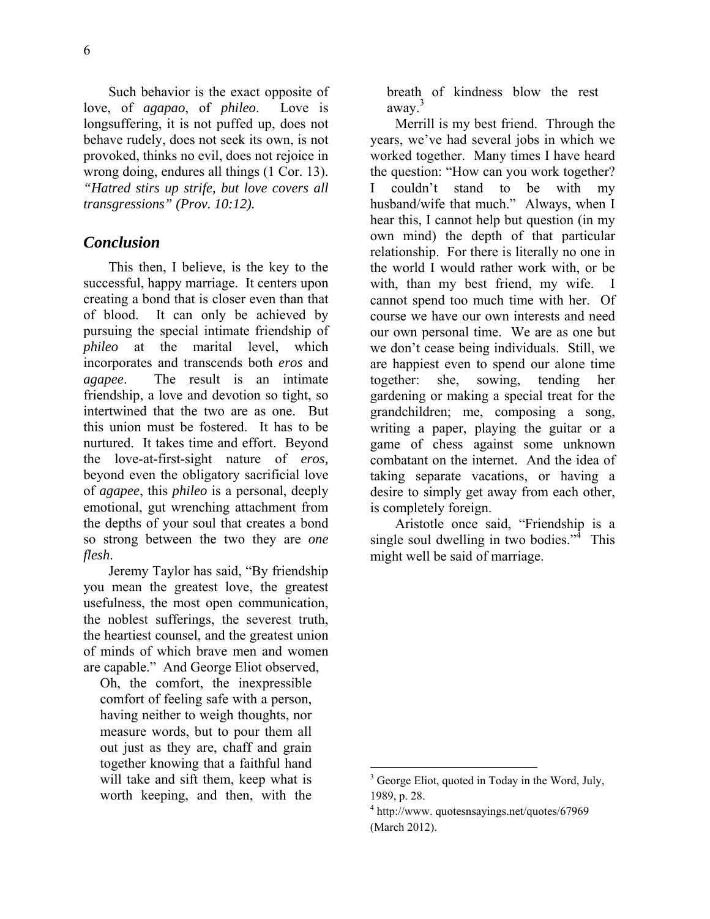Such behavior is the exact opposite of love, of *agapao*, of *phileo*. Love is longsuffering, it is not puffed up, does not behave rudely, does not seek its own, is not provoked, thinks no evil, does not rejoice in wrong doing, endures all things (1 Cor. 13). *"Hatred stirs up strife, but love covers all transgressions" (Prov. 10:12).*

## *Conclusion*

This then, I believe, is the key to the successful, happy marriage. It centers upon creating a bond that is closer even than that of blood. It can only be achieved by pursuing the special intimate friendship of *phileo* at the marital level, which incorporates and transcends both *eros* and *agapee*. The result is an intimate friendship, a love and devotion so tight, so intertwined that the two are as one. But this union must be fostered. It has to be nurtured. It takes time and effort. Beyond the love-at-first-sight nature of *eros,* beyond even the obligatory sacrificial love of *agapee*, this *phileo* is a personal, deeply emotional, gut wrenching attachment from the depths of your soul that creates a bond so strong between the two they are *one flesh*.

Jeremy Taylor has said, "By friendship you mean the greatest love, the greatest usefulness, the most open communication, the noblest sufferings, the severest truth, the heartiest counsel, and the greatest union of minds of which brave men and women are capable." And George Eliot observed,

> Oh, the comfort, the inexpressible comfort of feeling safe with a person, having neither to weigh thoughts, nor measure words, but to pour them all out just as they are, chaff and grain together knowing that a faithful hand will take and sift them, keep what is worth keeping, and then, with the breath of kindness blow the rest away.[3]

Merrill is my best friend. Through the years, we've had several jobs in which we worked together. Many times I have heard the question: "How can you work together? I couldn't stand to be with my husband/wife that much." Always, when I hear this, I cannot help but question (in my own mind) the depth of that particular relationship. For there is literally no one in the world I would rather work with, or be with, than my best friend, my wife. I cannot spend too much time with her. Of course we have our own interests and need our own personal time. We are as one but we don't cease being individuals. Still, we are happiest even to spend our alone time together: she, sowing, tending her gardening or making a special treat for the grandchildren; me, composing a song, writing a paper, playing the guitar or a game of chess against some unknown combatant on the internet. And the idea of taking separate vacations, or having a desire to simply get away from each other, is completely foreign.

Aristotle once said, "Friendship is a single soul dwelling in two bodies."[4] This might well be said of marriage.

---

[3] George Eliot, quoted in Today in the Word, July, 1989, p. 28.

[4] http://www. quotesnsayings.net/quotes/67969 (March 2012).